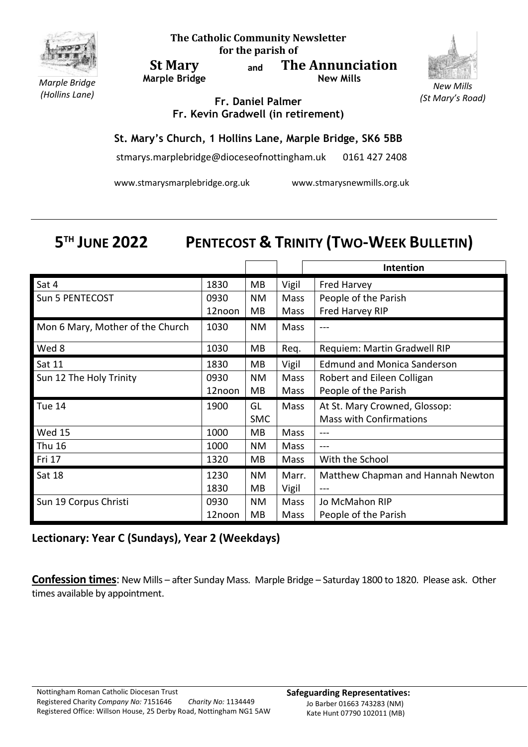Marple Bridge
*(Hollins Lane)*

**The Catholic Community Newsletter for the parish of**

**St Mary** and **The Annunciation**
**Marple Bridge** **New Mills**

*New Mills*
*(St Mary's Road)*

**Fr. Daniel Palmer**
**Fr. Kevin Gradwell (in retirement)**

**St. Mary's Church, 1 Hollins Lane, Marple Bridge, SK6 5BB**

stmarys.marplebridge@dioceseofnottingham.uk 0161 427 2408

www.stmarysmarplebridge.org.uk www.stmarysnewmills.org.uk

# 5TH JUNE 2022 PENTECOST & TRINITY (TWO-WEEK BULLETIN)

| | | | | Intention |
|---|---|---|---|---|
| Sat 4 | 1830 | MB | Vigil | Fred Harvey |
| Sun 5 PENTECOST | 0930<br>12noon | NM<br>MB | Mass<br>Mass | People of the Parish<br>Fred Harvey RIP |
| Mon 6 Mary, Mother of the Church | 1030 | NM | Mass | --- |
| Wed 8 | 1030 | MB | Req. | Requiem: Martin Gradwell RIP |
| Sat 11 | 1830 | MB | Vigil | Edmund and Monica Sanderson |
| Sun 12 The Holy Trinity | 0930<br>12noon | NM<br>MB | Mass<br>Mass | Robert and Eileen Colligan<br>People of the Parish |
| Tue 14 | 1900 | GL<br>SMC | Mass | At St. Mary Crowned, Glossop:<br>Mass with Confirmations |
| Wed 15 | 1000 | MB | Mass | --- |
| Thu 16 | 1000 | NM | Mass | --- |
| Fri 17 | 1320 | MB | Mass | With the School |
| Sat 18 | 1230<br>1830 | NM<br>MB | Marr.<br>Vigil | Matthew Chapman and Hannah Newton<br>--- |
| Sun 19 Corpus Christi | 0930<br>12noon | NM<br>MB | Mass<br>Mass | Jo McMahon RIP<br>People of the Parish |

**Lectionary: Year C (Sundays), Year 2 (Weekdays)**

**Confession times**: New Mills – after Sunday Mass. Marple Bridge – Saturday 1800 to 1820. Please ask. Other times available by appointment.

Nottingham Roman Catholic Diocesan Trust
Registered Charity *Company No:* 7151646 *Charity No:* 1134449
Registered Office: Willson House, 25 Derby Road, Nottingham NG1 5AW

**Safeguarding Representatives:**
Jo Barber 01663 743283 (NM)
Kate Hunt 07790 102011 (MB)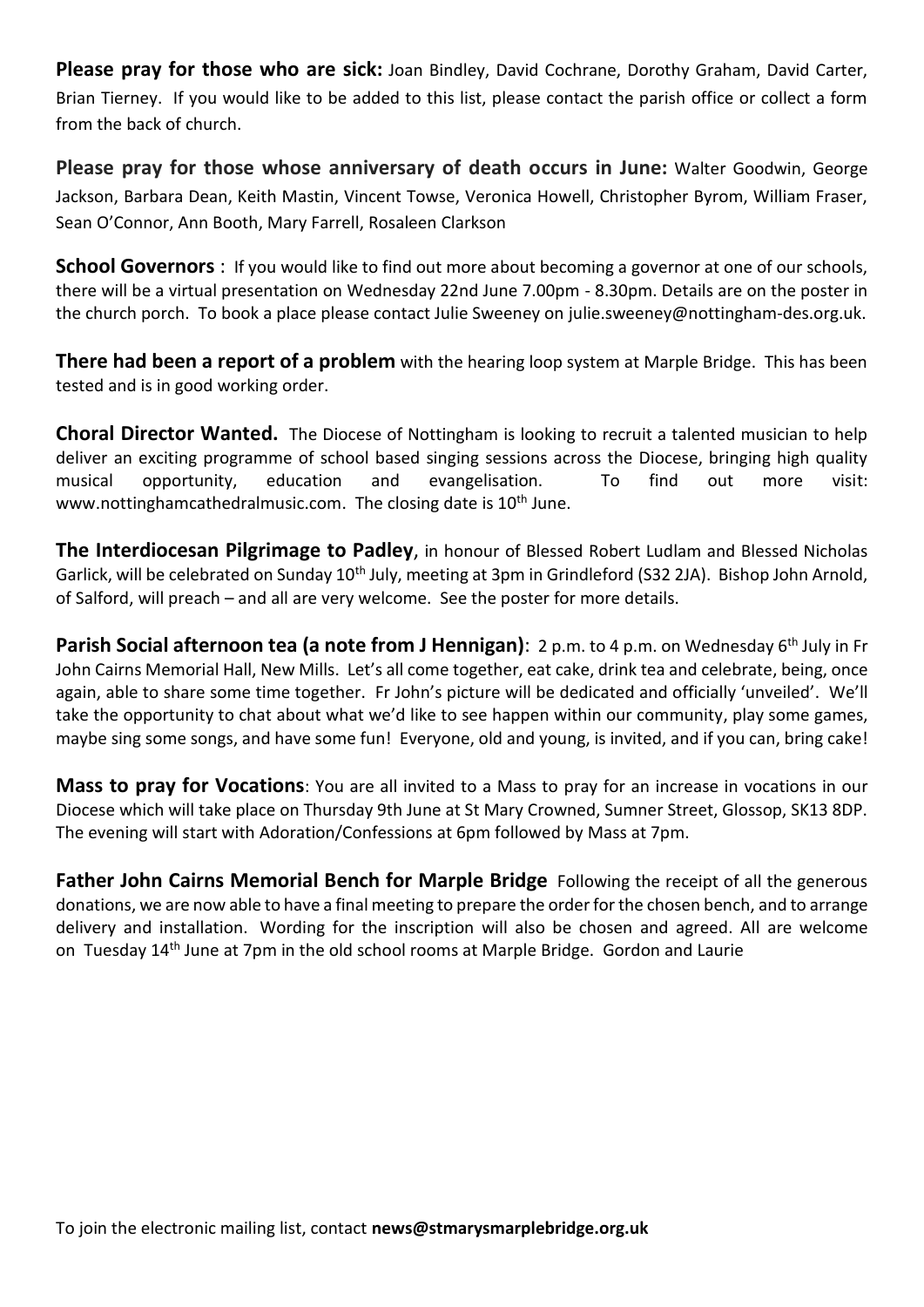**Please pray for those who are sick:** Joan Bindley, David Cochrane, Dorothy Graham, David Carter, Brian Tierney. If you would like to be added to this list, please contact the parish office or collect a form from the back of church.

**Please pray for those whose anniversary of death occurs in June:** Walter Goodwin, George Jackson, Barbara Dean, Keith Mastin, Vincent Towse, Veronica Howell, Christopher Byrom, William Fraser, Sean O'Connor, Ann Booth, Mary Farrell, Rosaleen Clarkson

**School Governors** : If you would like to find out more about becoming a governor at one of our schools, there will be a virtual presentation on Wednesday 22nd June 7.00pm - 8.30pm. Details are on the poster in the church porch. To book a place please contact Julie Sweeney on julie.sweeney@nottingham-des.org.uk.

**There had been a report of a problem** with the hearing loop system at Marple Bridge. This has been tested and is in good working order.

**Choral Director Wanted.** The Diocese of Nottingham is looking to recruit a talented musician to help deliver an exciting programme of school based singing sessions across the Diocese, bringing high quality musical opportunity, education and evangelisation. To find out more visit: www.nottinghamcathedralmusic.com. The closing date is 10th June.

**The Interdiocesan Pilgrimage to Padley**, in honour of Blessed Robert Ludlam and Blessed Nicholas Garlick, will be celebrated on Sunday 10th July, meeting at 3pm in Grindleford (S32 2JA). Bishop John Arnold, of Salford, will preach – and all are very welcome. See the poster for more details.

**Parish Social afternoon tea (a note from J Hennigan)**: 2 p.m. to 4 p.m. on Wednesday 6th July in Fr John Cairns Memorial Hall, New Mills. Let's all come together, eat cake, drink tea and celebrate, being, once again, able to share some time together. Fr John's picture will be dedicated and officially 'unveiled'. We'll take the opportunity to chat about what we'd like to see happen within our community, play some games, maybe sing some songs, and have some fun! Everyone, old and young, is invited, and if you can, bring cake!

**Mass to pray for Vocations**: You are all invited to a Mass to pray for an increase in vocations in our Diocese which will take place on Thursday 9th June at St Mary Crowned, Sumner Street, Glossop, SK13 8DP. The evening will start with Adoration/Confessions at 6pm followed by Mass at 7pm.

**Father John Cairns Memorial Bench for Marple Bridge** Following the receipt of all the generous donations, we are now able to have a final meeting to prepare the order for the chosen bench, and to arrange delivery and installation. Wording for the inscription will also be chosen and agreed. All are welcome on Tuesday 14th June at 7pm in the old school rooms at Marple Bridge. Gordon and Laurie

To join the electronic mailing list, contact **news@stmarysmarplebridge.org.uk**